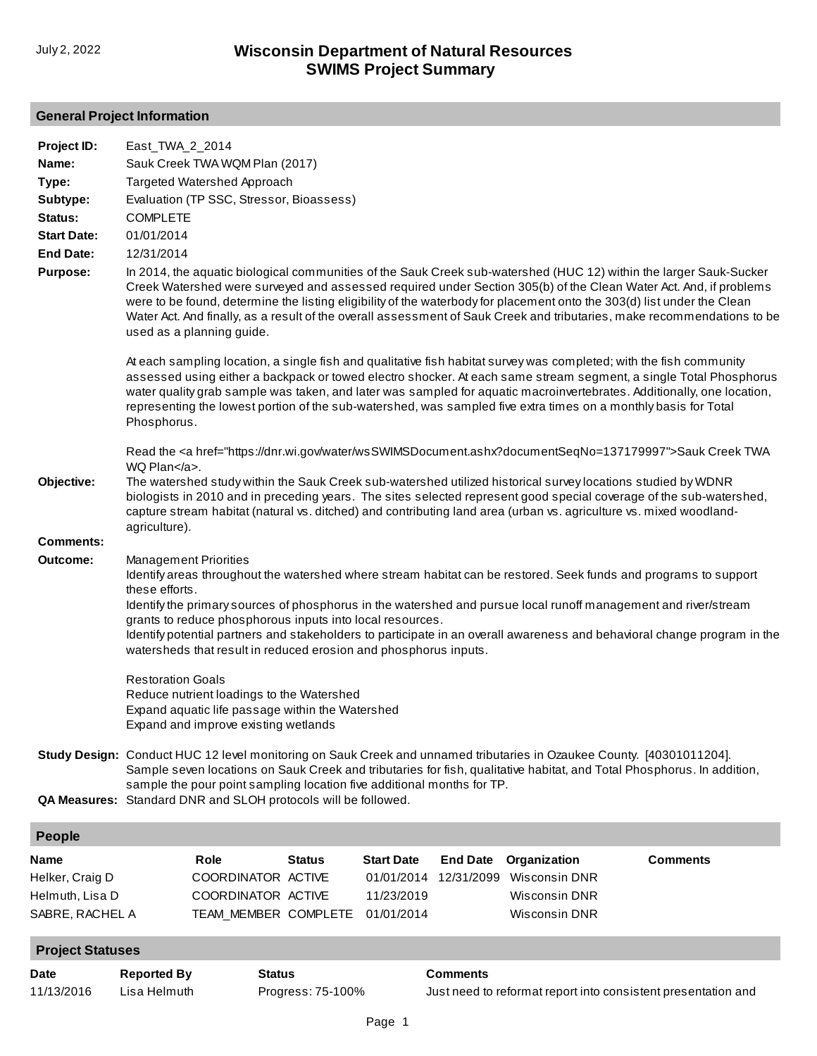July 2, 2022

# Wisconsin Department of Natural Resources
# SWIMS Project Summary

## General Project Information

**Project ID:** East_TWA_2_2014

**Name:** Sauk Creek TWA WQM Plan (2017)

**Type:** Targeted Watershed Approach

**Subtype:** Evaluation (TP SSC, Stressor, Bioassess)

**Status:** COMPLETE

**Start Date:** 01/01/2014

**End Date:** 12/31/2014

**Purpose:** In 2014, the aquatic biological communities of the Sauk Creek sub-watershed (HUC 12) within the larger Sauk-Sucker Creek Watershed were surveyed and assessed required under Section 305(b) of the Clean Water Act. And, if problems were to be found, determine the listing eligibility of the waterbody for placement onto the 303(d) list under the Clean Water Act. And finally, as a result of the overall assessment of Sauk Creek and tributaries, make recommendations to be used as a planning guide.

At each sampling location, a single fish and qualitative fish habitat survey was completed; with the fish community assessed using either a backpack or towed electro shocker. At each same stream segment, a single Total Phosphorus water quality grab sample was taken, and later was sampled for aquatic macroinvertebrates. Additionally, one location, representing the lowest portion of the sub-watershed, was sampled five extra times on a monthly basis for Total Phosphorus.

Read the <a href="https://dnr.wi.gov/water/wsSWIMSDocument.ashx?documentSeqNo=137179997">Sauk Creek TWA WQ Plan</a>.

**Objective:** The watershed study within the Sauk Creek sub-watershed utilized historical survey locations studied by WDNR biologists in 2010 and in preceding years. The sites selected represent good special coverage of the sub-watershed, capture stream habitat (natural vs. ditched) and contributing land area (urban vs. agriculture vs. mixed woodland-agriculture).

**Comments:**

**Outcome:** Management Priorities
Identify areas throughout the watershed where stream habitat can be restored. Seek funds and programs to support these efforts.
Identify the primary sources of phosphorus in the watershed and pursue local runoff management and river/stream grants to reduce phosphorous inputs into local resources.
Identify potential partners and stakeholders to participate in an overall awareness and behavioral change program in the watersheds that result in reduced erosion and phosphorus inputs.

Restoration Goals
Reduce nutrient loadings to the Watershed
Expand aquatic life passage within the Watershed
Expand and improve existing wetlands

**Study Design:** Conduct HUC 12 level monitoring on Sauk Creek and unnamed tributaries in Ozaukee County. [40301011204]. Sample seven locations on Sauk Creek and tributaries for fish, qualitative habitat, and Total Phosphorus. In addition, sample the pour point sampling location five additional months for TP.

**QA Measures:** Standard DNR and SLOH protocols will be followed.

## People

| Name | Role | Status | Start Date | End Date | Organization | Comments |
|---|---|---|---|---|---|---|
| Helker, Craig D | COORDINATOR | ACTIVE | 01/01/2014 | 12/31/2099 | Wisconsin DNR | |
| Helmuth, Lisa D | COORDINATOR | ACTIVE | 11/23/2019 | | Wisconsin DNR | |
| SABRE, RACHEL A | TEAM_MEMBER | COMPLETE | 01/01/2014 | | Wisconsin DNR | |

## Project Statuses

| Date | Reported By | Status | Comments |
|---|---|---|---|
| 11/13/2016 | Lisa Helmuth | Progress: 75-100% | Just need to reformat report into consistent presentation and |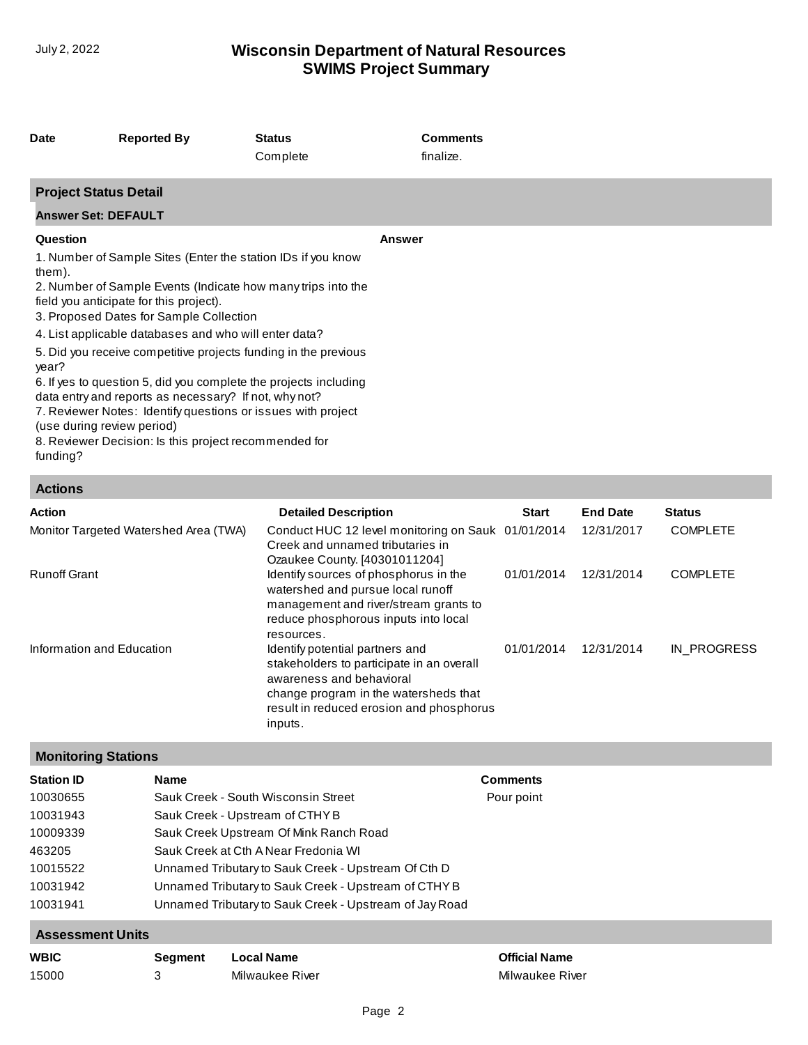| Date | Reported By | Status | Comments |
| --- | --- | --- | --- |
| | | Complete | finalize. |

## Project Status Detail

### Answer Set: DEFAULT

| Question | Answer |
| --- | --- |
| 1. Number of Sample Sites (Enter the station IDs if you know them). | |
| 2. Number of Sample Events (Indicate how many trips into the field you anticipate for this project). | |
| 3. Proposed Dates for Sample Collection | |
| 4. List applicable databases and who will enter data? | |
| 5. Did you receive competitive projects funding in the previous year? | |
| 6. If yes to question 5, did you complete the projects including data entry and reports as necessary? If not, why not? | |
| 7. Reviewer Notes: Identify questions or issues with project (use during review period) | |
| 8. Reviewer Decision: Is this project recommended for funding? | |

## Actions

| Action | Detailed Description | Start | End Date | Status |
| --- | --- | --- | --- | --- |
| Monitor Targeted Watershed Area (TWA) | Conduct HUC 12 level monitoring on Sauk Creek and unnamed tributaries in Ozaukee County. [40301011204] | 01/01/2014 | 12/31/2017 | COMPLETE |
| Runoff Grant | Identify sources of phosphorus in the watershed and pursue local runoff management and river/stream grants to reduce phosphorous inputs into local resources. | 01/01/2014 | 12/31/2014 | COMPLETE |
| Information and Education | Identify potential partners and stakeholders to participate in an overall awareness and behavioral change program in the watersheds that result in reduced erosion and phosphorus inputs. | 01/01/2014 | 12/31/2014 | IN_PROGRESS |

## Monitoring Stations

| Station ID | Name | Comments |
| --- | --- | --- |
| 10030655 | Sauk Creek - South Wisconsin Street | Pour point |
| 10031943 | Sauk Creek - Upstream of CTHY B | |
| 10009339 | Sauk Creek Upstream Of Mink Ranch Road | |
| 463205 | Sauk Creek at Cth A Near Fredonia WI | |
| 10015522 | Unnamed Tributary to Sauk Creek - Upstream Of Cth D | |
| 10031942 | Unnamed Tributary to Sauk Creek - Upstream of CTHY B | |
| 10031941 | Unnamed Tributary to Sauk Creek - Upstream of Jay Road | |

## Assessment Units

| WBIC | Segment | Local Name | Official Name |
| --- | --- | --- | --- |
| 15000 | 3 | Milwaukee River | Milwaukee River |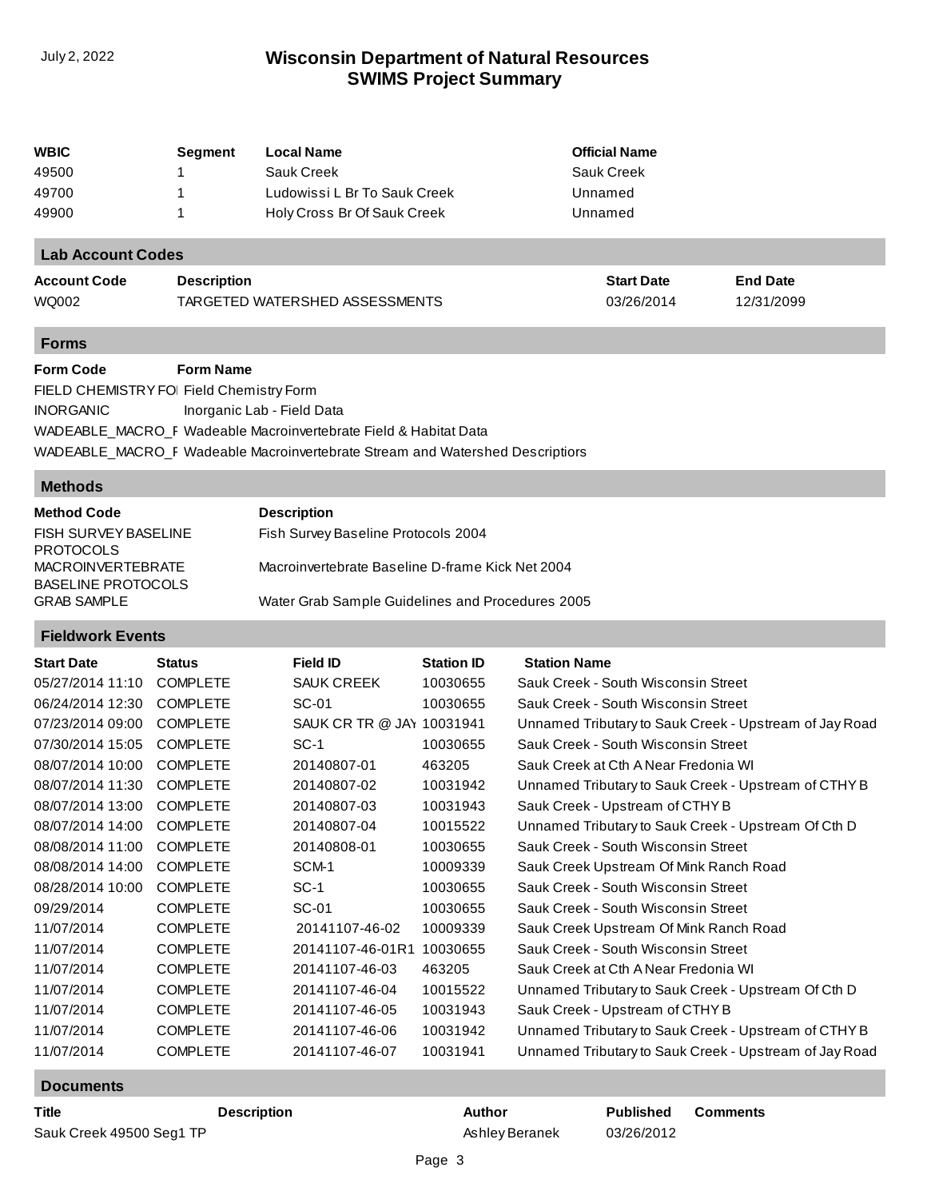| WBIC | Segment | Local Name | Official Name |
|---|---|---|---|
| 49500 | 1 | Sauk Creek | Sauk Creek |
| 49700 | 1 | Ludowissi L Br To Sauk Creek | Unnamed |
| 49900 | 1 | Holy Cross Br Of Sauk Creek | Unnamed |

## Lab Account Codes

| Account Code | Description | Start Date | End Date |
|---|---|---|---|
| WQ002 | TARGETED WATERSHED ASSESSMENTS | 03/26/2014 | 12/31/2099 |

## Forms

| Form Code | Form Name |
|---|---|
| FIELD CHEMISTRY FOI | Field Chemistry Form |
| INORGANIC | Inorganic Lab - Field Data |
| WADEABLE_MACRO_F | Wadeable Macroinvertebrate Field & Habitat Data |
| WADEABLE_MACRO_F | Wadeable Macroinvertebrate Stream and Watershed Descriptiors |

## Methods

| Method Code | Description |
|---|---|
| FISH SURVEY BASELINE PROTOCOLS | Fish Survey Baseline Protocols 2004 |
| MACROINVERTEBRATE BASELINE PROTOCOLS | Macroinvertebrate Baseline D-frame Kick Net 2004 |
| GRAB SAMPLE | Water Grab Sample Guidelines and Procedures 2005 |

## Fieldwork Events

| Start Date | Status | Field ID | Station ID | Station Name |
|---|---|---|---|---|
| 05/27/2014 11:10 | COMPLETE | SAUK CREEK | 10030655 | Sauk Creek - South Wisconsin Street |
| 06/24/2014 12:30 | COMPLETE | SC-01 | 10030655 | Sauk Creek - South Wisconsin Street |
| 07/23/2014 09:00 | COMPLETE | SAUK CR TR @ JAY | 10031941 | Unnamed Tributary to Sauk Creek - Upstream of Jay Road |
| 07/30/2014 15:05 | COMPLETE | SC-1 | 10030655 | Sauk Creek - South Wisconsin Street |
| 08/07/2014 10:00 | COMPLETE | 20140807-01 | 463205 | Sauk Creek at Cth A Near Fredonia WI |
| 08/07/2014 11:30 | COMPLETE | 20140807-02 | 10031942 | Unnamed Tributary to Sauk Creek - Upstream of CTHY B |
| 08/07/2014 13:00 | COMPLETE | 20140807-03 | 10031943 | Sauk Creek - Upstream of CTHY B |
| 08/07/2014 14:00 | COMPLETE | 20140807-04 | 10015522 | Unnamed Tributary to Sauk Creek - Upstream Of Cth D |
| 08/08/2014 11:00 | COMPLETE | 20140808-01 | 10030655 | Sauk Creek - South Wisconsin Street |
| 08/08/2014 14:00 | COMPLETE | SCM-1 | 10009339 | Sauk Creek Upstream Of Mink Ranch Road |
| 08/28/2014 10:00 | COMPLETE | SC-1 | 10030655 | Sauk Creek - South Wisconsin Street |
| 09/29/2014 | COMPLETE | SC-01 | 10030655 | Sauk Creek - South Wisconsin Street |
| 11/07/2014 | COMPLETE | 20141107-46-02 | 10009339 | Sauk Creek Upstream Of Mink Ranch Road |
| 11/07/2014 | COMPLETE | 20141107-46-01R1 | 10030655 | Sauk Creek - South Wisconsin Street |
| 11/07/2014 | COMPLETE | 20141107-46-03 | 463205 | Sauk Creek at Cth A Near Fredonia WI |
| 11/07/2014 | COMPLETE | 20141107-46-04 | 10015522 | Unnamed Tributary to Sauk Creek - Upstream Of Cth D |
| 11/07/2014 | COMPLETE | 20141107-46-05 | 10031943 | Sauk Creek - Upstream of CTHY B |
| 11/07/2014 | COMPLETE | 20141107-46-06 | 10031942 | Unnamed Tributary to Sauk Creek - Upstream of CTHY B |
| 11/07/2014 | COMPLETE | 20141107-46-07 | 10031941 | Unnamed Tributary to Sauk Creek - Upstream of Jay Road |

## Documents

| Title | Description | Author | Published | Comments |
|---|---|---|---|---|
| Sauk Creek 49500 Seg1 TP | | Ashley Beranek | 03/26/2012 | |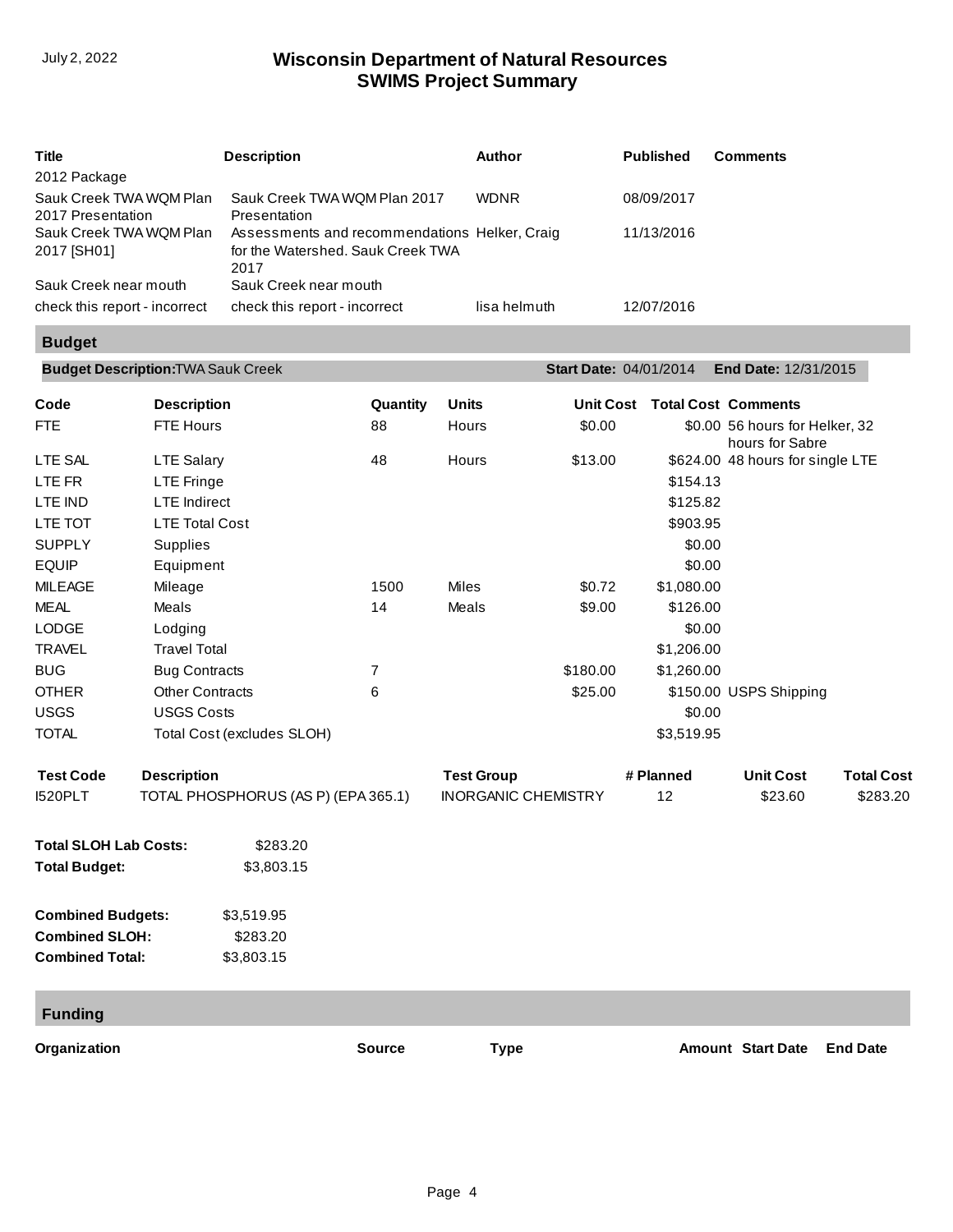| Title | Description | Author | Published | Comments |
|---|---|---|---|---|
| 2012 Package | | | | |
| Sauk Creek TWA WQM Plan 2017 Presentation | Sauk Creek TWA WQM Plan 2017 Presentation | WDNR | 08/09/2017 | |
| Sauk Creek TWA WQM Plan 2017 [SH01] | Assessments and recommendations for the Watershed. Sauk Creek TWA 2017 | Helker, Craig | 11/13/2016 | |
| Sauk Creek near mouth | Sauk Creek near mouth | | | |
| check this report - incorrect | check this report - incorrect | lisa helmuth | 12/07/2016 | |

## Budget

**Budget Description:** TWA Sauk Creek **Start Date:** 04/01/2014 **End Date:** 12/31/2015

| Code | Description | Quantity | Units | Unit Cost | Total Cost | Comments |
|---|---|---|---|---|---|---|
| FTE | FTE Hours | 88 | Hours | $0.00 | $0.00 | 56 hours for Helker, 32 hours for Sabre |
| LTE SAL | LTE Salary | 48 | Hours | $13.00 | $624.00 | 48 hours for single LTE |
| LTE FR | LTE Fringe | | | | $154.13 | |
| LTE IND | LTE Indirect | | | | $125.82 | |
| LTE TOT | LTE Total Cost | | | | $903.95 | |
| SUPPLY | Supplies | | | | $0.00 | |
| EQUIP | Equipment | | | | $0.00 | |
| MILEAGE | Mileage | 1500 | Miles | $0.72 | $1,080.00 | |
| MEAL | Meals | 14 | Meals | $9.00 | $126.00 | |
| LODGE | Lodging | | | | $0.00 | |
| TRAVEL | Travel Total | | | | $1,206.00 | |
| BUG | Bug Contracts | 7 | | $180.00 | $1,260.00 | |
| OTHER | Other Contracts | 6 | | $25.00 | $150.00 | USPS Shipping |
| USGS | USGS Costs | | | | $0.00 | |
| TOTAL | Total Cost (excludes SLOH) | | | | $3,519.95 | |

| Test Code | Description | Test Group | # Planned | Unit Cost | Total Cost |
|---|---|---|---|---|---|
| I520PLT | TOTAL PHOSPHORUS (AS P) (EPA 365.1) | INORGANIC CHEMISTRY | 12 | $23.60 | $283.20 |

**Total SLOH Lab Costs:** $283.20
**Total Budget:** $3,803.15

**Combined Budgets:** $3,519.95
**Combined SLOH:** $283.20
**Combined Total:** $3,803.15

## Funding

| Organization | Source | Type | Amount | Start Date | End Date |
|---|---|---|---|---|---|